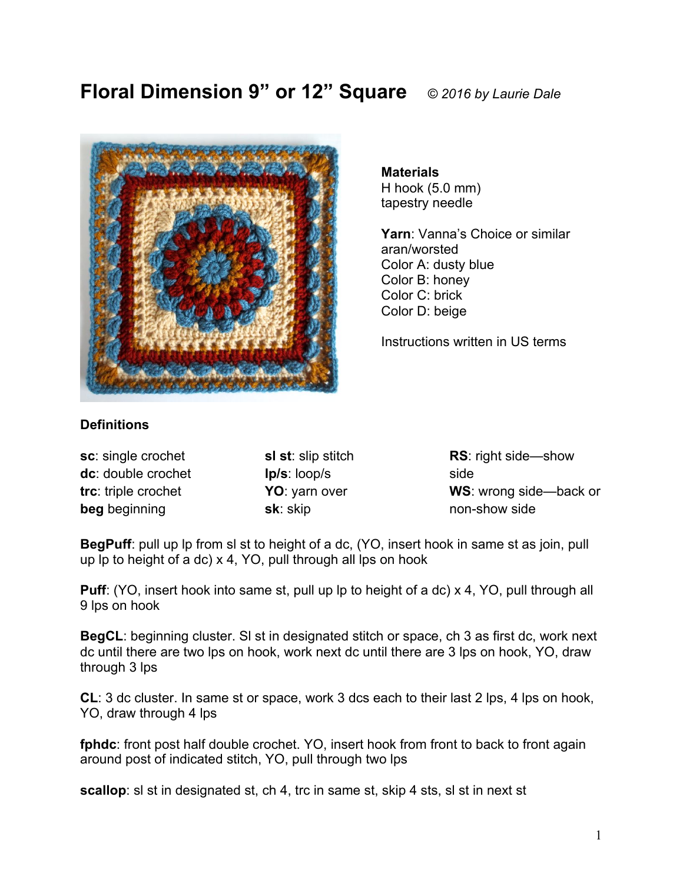# Floral Dimension 9” or 12” Square

*© 2016 by Laurie Dale*

**Materials**
H hook (5.0 mm)
tapestry needle

**Yarn**: Vanna’s Choice or similar aran/worsted
Color A: dusty blue
Color B: honey
Color C: brick
Color D: beige

Instructions written in US terms

## Definitions

**sc**: single crochet
**dc**: double crochet
**trc**: triple crochet
**beg** beginning

**sl st**: slip stitch
**lp/s**: loop/s
**YO**: yarn over
**sk**: skip

**RS**: right side—show side
**WS**: wrong side—back or non-show side

**BegPuff**: pull up lp from sl st to height of a dc, (YO, insert hook in same st as join, pull up lp to height of a dc) x 4, YO, pull through all lps on hook

**Puff**: (YO, insert hook into same st, pull up lp to height of a dc) x 4, YO, pull through all 9 lps on hook

**BegCL**: beginning cluster. Sl st in designated stitch or space, ch 3 as first dc, work next dc until there are two lps on hook, work next dc until there are 3 lps on hook, YO, draw through 3 lps

**CL**: 3 dc cluster. In same st or space, work 3 dcs each to their last 2 lps, 4 lps on hook, YO, draw through 4 lps

**fphdc**: front post half double crochet. YO, insert hook from front to back to front again around post of indicated stitch, YO, pull through two lps

**scallop**: sl st in designated st, ch 4, trc in same st, skip 4 sts, sl st in next st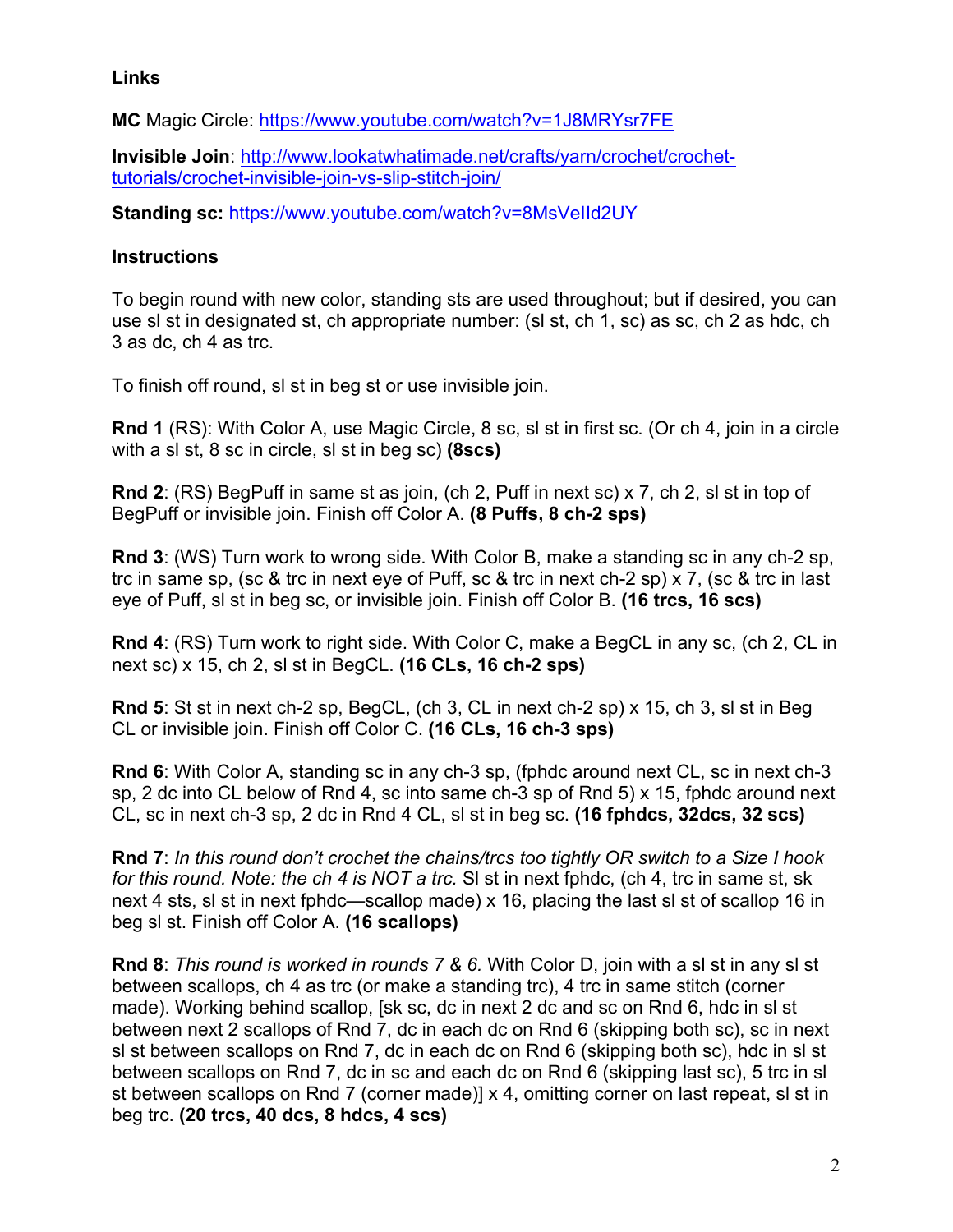**Links**

**MC** Magic Circle: https://www.youtube.com/watch?v=1J8MRYsr7FE

**Invisible Join**: http://www.lookatwhatimade.net/crafts/yarn/crochet/crochet-tutorials/crochet-invisible-join-vs-slip-stitch-join/

**Standing sc:** https://www.youtube.com/watch?v=8MsVeIId2UY

**Instructions**

To begin round with new color, standing sts are used throughout; but if desired, you can use sl st in designated st, ch appropriate number: (sl st, ch 1, sc) as sc, ch 2 as hdc, ch 3 as dc, ch 4 as trc.

To finish off round, sl st in beg st or use invisible join.

**Rnd 1** (RS): With Color A, use Magic Circle, 8 sc, sl st in first sc. (Or ch 4, join in a circle with a sl st, 8 sc in circle, sl st in beg sc) **(8scs)**

**Rnd 2**: (RS) BegPuff in same st as join, (ch 2, Puff in next sc) x 7, ch 2, sl st in top of BegPuff or invisible join. Finish off Color A. **(8 Puffs, 8 ch-2 sps)**

**Rnd 3**: (WS) Turn work to wrong side. With Color B, make a standing sc in any ch-2 sp, trc in same sp, (sc & trc in next eye of Puff, sc & trc in next ch-2 sp) x 7, (sc & trc in last eye of Puff, sl st in beg sc, or invisible join. Finish off Color B. **(16 trcs, 16 scs)**

**Rnd 4**: (RS) Turn work to right side. With Color C, make a BegCL in any sc, (ch 2, CL in next sc) x 15, ch 2, sl st in BegCL. **(16 CLs, 16 ch-2 sps)**

**Rnd 5**: St st in next ch-2 sp, BegCL, (ch 3, CL in next ch-2 sp) x 15, ch 3, sl st in Beg CL or invisible join. Finish off Color C. **(16 CLs, 16 ch-3 sps)**

**Rnd 6**: With Color A, standing sc in any ch-3 sp, (fphdc around next CL, sc in next ch-3 sp, 2 dc into CL below of Rnd 4, sc into same ch-3 sp of Rnd 5) x 15, fphdc around next CL, sc in next ch-3 sp, 2 dc in Rnd 4 CL, sl st in beg sc. **(16 fphdcs, 32dcs, 32 scs)**

**Rnd 7**: *In this round don't crochet the chains/trcs too tightly OR switch to a Size I hook for this round. Note: the ch 4 is NOT a trc.* Sl st in next fphdc, (ch 4, trc in same st, sk next 4 sts, sl st in next fphdc—scallop made) x 16, placing the last sl st of scallop 16 in beg sl st. Finish off Color A. **(16 scallops)**

**Rnd 8**: *This round is worked in rounds 7 & 6.* With Color D, join with a sl st in any sl st between scallops, ch 4 as trc (or make a standing trc), 4 trc in same stitch (corner made). Working behind scallop, [sk sc, dc in next 2 dc and sc on Rnd 6, hdc in sl st between next 2 scallops of Rnd 7, dc in each dc on Rnd 6 (skipping both sc), sc in next sl st between scallops on Rnd 7, dc in each dc on Rnd 6 (skipping both sc), hdc in sl st between scallops on Rnd 7, dc in sc and each dc on Rnd 6 (skipping last sc), 5 trc in sl st between scallops on Rnd 7 (corner made)] x 4, omitting corner on last repeat, sl st in beg trc. **(20 trcs, 40 dcs, 8 hdcs, 4 scs)**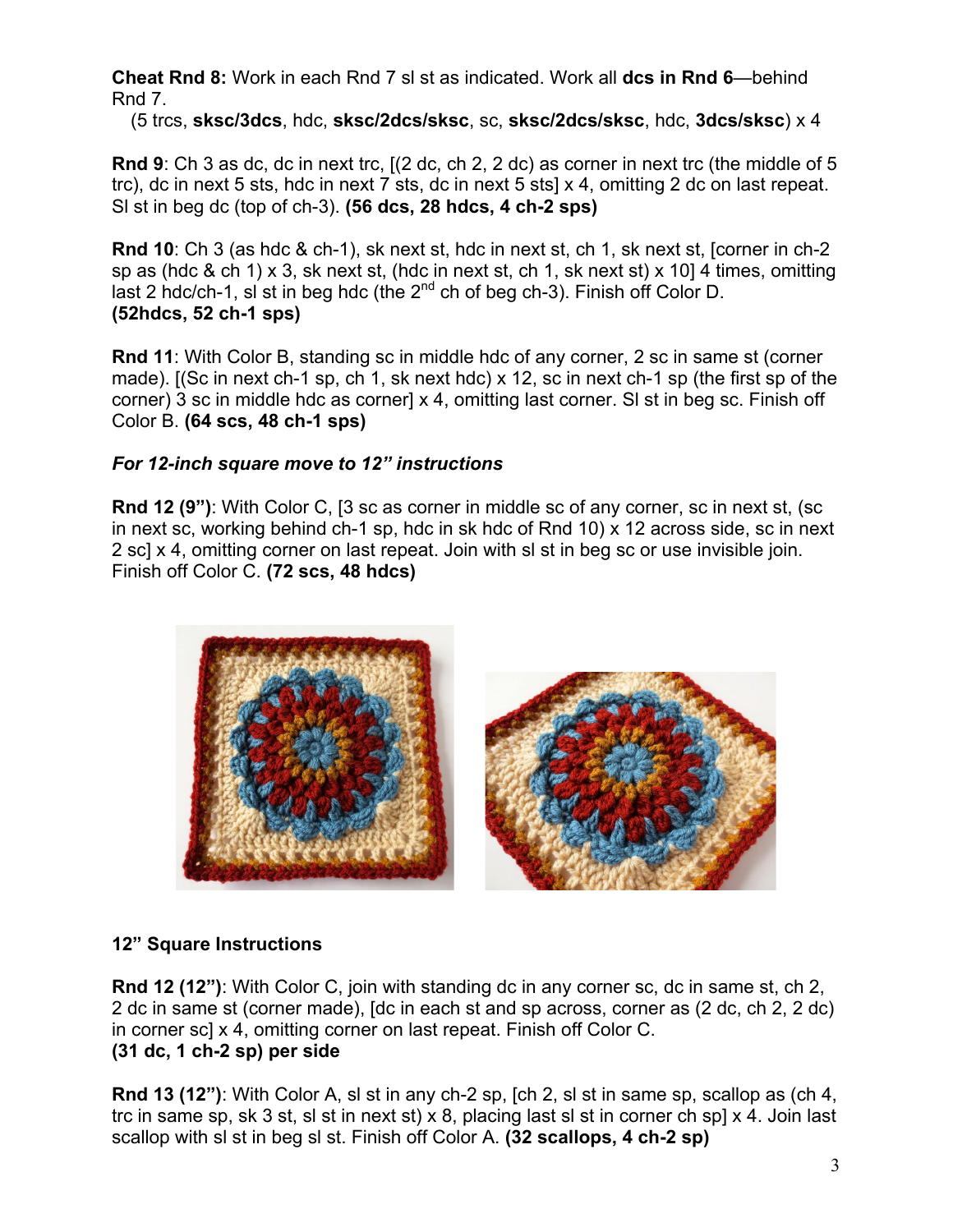**Cheat Rnd 8:** Work in each Rnd 7 sl st as indicated. Work all **dcs in Rnd 6**—behind Rnd 7.

(5 trcs, **sksc/3dcs**, hdc, **sksc/2dcs/sksc**, sc, **sksc/2dcs/sksc**, hdc, **3dcs/sksc**) x 4

**Rnd 9**: Ch 3 as dc, dc in next trc, [(2 dc, ch 2, 2 dc) as corner in next trc (the middle of 5 trc), dc in next 5 sts, hdc in next 7 sts, dc in next 5 sts] x 4, omitting 2 dc on last repeat. Sl st in beg dc (top of ch-3). **(56 dcs, 28 hdcs, 4 ch-2 sps)**

**Rnd 10**: Ch 3 (as hdc & ch-1), sk next st, hdc in next st, ch 1, sk next st, [corner in ch-2 sp as (hdc & ch 1) x 3, sk next st, (hdc in next st, ch 1, sk next st) x 10] 4 times, omitting last 2 hdc/ch-1, sl st in beg hdc (the 2nd ch of beg ch-3). Finish off Color D. **(52hdcs, 52 ch-1 sps)**

**Rnd 11**: With Color B, standing sc in middle hdc of any corner, 2 sc in same st (corner made). [(Sc in next ch-1 sp, ch 1, sk next hdc) x 12, sc in next ch-1 sp (the first sp of the corner) 3 sc in middle hdc as corner] x 4, omitting last corner. Sl st in beg sc. Finish off Color B. **(64 scs, 48 ch-1 sps)**

***For 12-inch square move to 12" instructions***

**Rnd 12 (9")**: With Color C, [3 sc as corner in middle sc of any corner, sc in next st, (sc in next sc, working behind ch-1 sp, hdc in sk hdc of Rnd 10) x 12 across side, sc in next 2 sc] x 4, omitting corner on last repeat. Join with sl st in beg sc or use invisible join. Finish off Color C. **(72 scs, 48 hdcs)**

**12" Square Instructions**

**Rnd 12 (12")**: With Color C, join with standing dc in any corner sc, dc in same st, ch 2, 2 dc in same st (corner made), [dc in each st and sp across, corner as (2 dc, ch 2, 2 dc) in corner sc] x 4, omitting corner on last repeat. Finish off Color C. **(31 dc, 1 ch-2 sp) per side**

**Rnd 13 (12")**: With Color A, sl st in any ch-2 sp, [ch 2, sl st in same sp, scallop as (ch 4, trc in same sp, sk 3 st, sl st in next st) x 8, placing last sl st in corner ch sp] x 4. Join last scallop with sl st in beg sl st. Finish off Color A. **(32 scallops, 4 ch-2 sp)**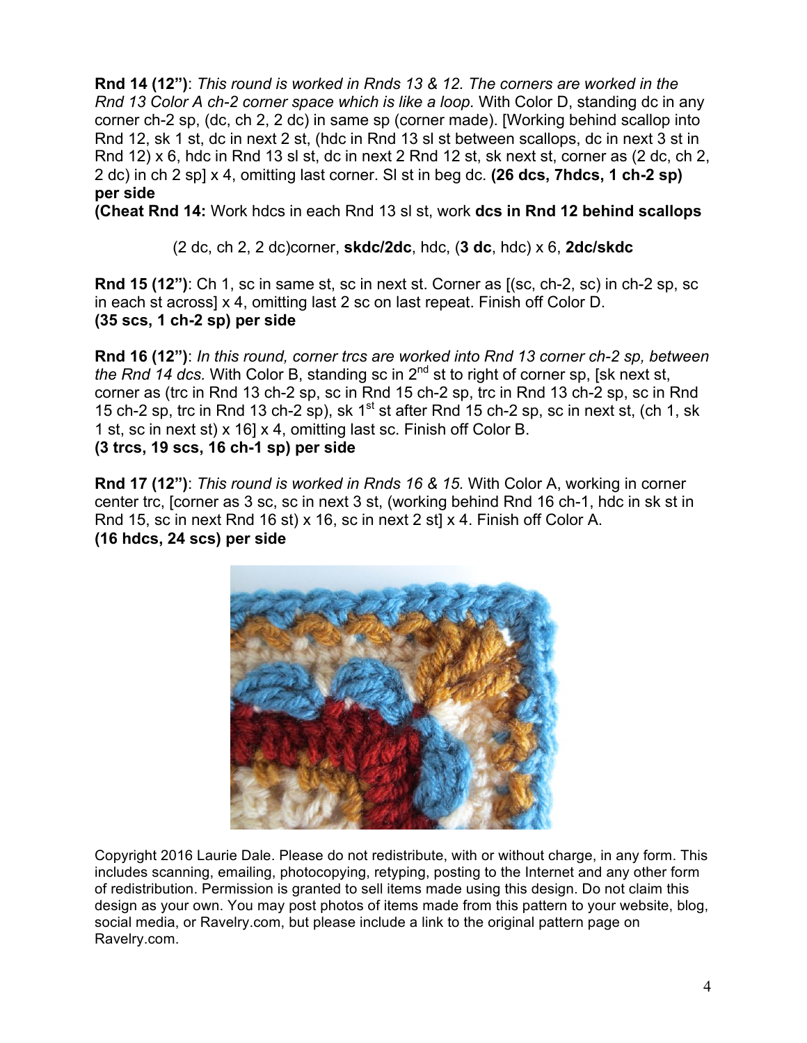**Rnd 14 (12")**: *This round is worked in Rnds 13 & 12. The corners are worked in the Rnd 13 Color A ch-2 corner space which is like a loop.* With Color D, standing dc in any corner ch-2 sp, (dc, ch 2, 2 dc) in same sp (corner made). [Working behind scallop into Rnd 12, sk 1 st, dc in next 2 st, (hdc in Rnd 13 sl st between scallops, dc in next 3 st in Rnd 12) x 6, hdc in Rnd 13 sl st, dc in next 2 Rnd 12 st, sk next st, corner as (2 dc, ch 2, 2 dc) in ch 2 sp] x 4, omitting last corner. Sl st in beg dc. **(26 dcs, 7hdcs, 1 ch-2 sp) per side**

**(Cheat Rnd 14:** Work hdcs in each Rnd 13 sl st, work **dcs in Rnd 12 behind scallops**

(2 dc, ch 2, 2 dc)corner, **skdc/2dc**, hdc, (**3 dc**, hdc) x 6, **2dc/skdc**

**Rnd 15 (12")**: Ch 1, sc in same st, sc in next st. Corner as [(sc, ch-2, sc) in ch-2 sp, sc in each st across] x 4, omitting last 2 sc on last repeat. Finish off Color D. **(35 scs, 1 ch-2 sp) per side**

**Rnd 16 (12")**: *In this round, corner trcs are worked into Rnd 13 corner ch-2 sp, between the Rnd 14 dcs.* With Color B, standing sc in 2nd st to right of corner sp, [sk next st, corner as (trc in Rnd 13 ch-2 sp, sc in Rnd 15 ch-2 sp, trc in Rnd 13 ch-2 sp, sc in Rnd 15 ch-2 sp, trc in Rnd 13 ch-2 sp), sk 1st st after Rnd 15 ch-2 sp, sc in next st, (ch 1, sk 1 st, sc in next st) x 16] x 4, omitting last sc. Finish off Color B. **(3 trcs, 19 scs, 16 ch-1 sp) per side**

**Rnd 17 (12")**: *This round is worked in Rnds 16 & 15.* With Color A, working in corner center trc, [corner as 3 sc, sc in next 3 st, (working behind Rnd 16 ch-1, hdc in sk st in Rnd 15, sc in next Rnd 16 st) x 16, sc in next 2 st] x 4. Finish off Color A. **(16 hdcs, 24 scs) per side**

Copyright 2016 Laurie Dale. Please do not redistribute, with or without charge, in any form. This includes scanning, emailing, photocopying, retyping, posting to the Internet and any other form of redistribution. Permission is granted to sell items made using this design. Do not claim this design as your own. You may post photos of items made from this pattern to your website, blog, social media, or Ravelry.com, but please include a link to the original pattern page on Ravelry.com.